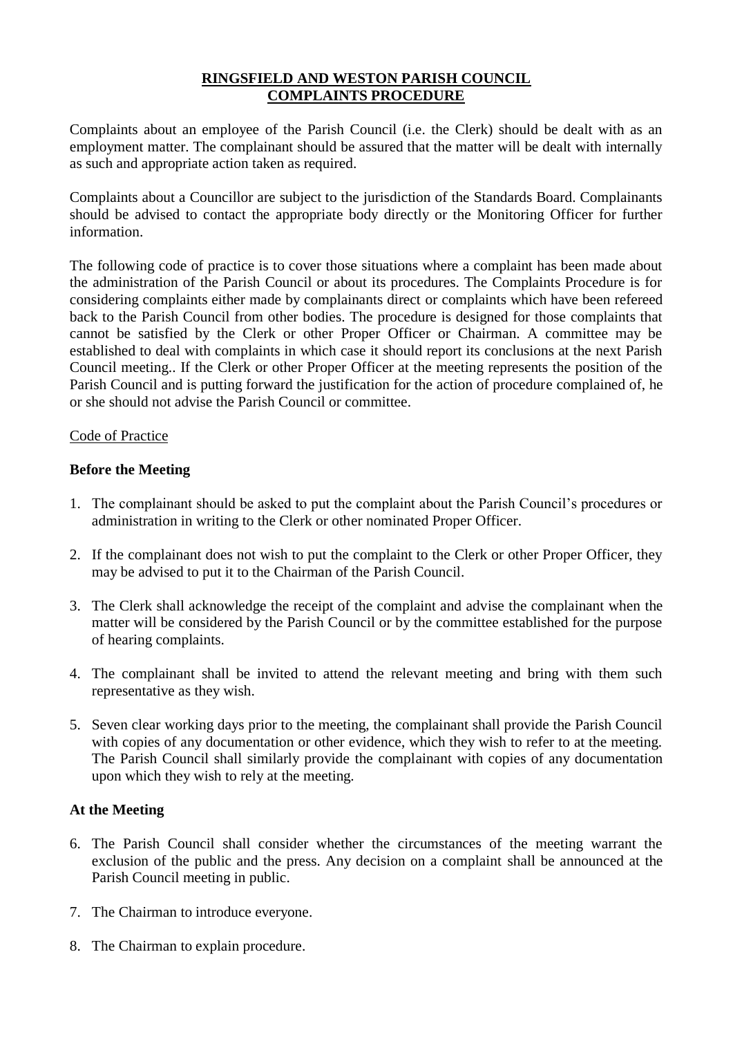# RINGSFIELD AND WESTON PARISH COUNCIL
# COMPLAINTS PROCEDURE

Complaints about an employee of the Parish Council (i.e. the Clerk) should be dealt with as an employment matter. The complainant should be assured that the matter will be dealt with internally as such and appropriate action taken as required.

Complaints about a Councillor are subject to the jurisdiction of the Standards Board. Complainants should be advised to contact the appropriate body directly or the Monitoring Officer for further information.

The following code of practice is to cover those situations where a complaint has been made about the administration of the Parish Council or about its procedures. The Complaints Procedure is for considering complaints either made by complainants direct or complaints which have been refereed back to the Parish Council from other bodies. The procedure is designed for those complaints that cannot be satisfied by the Clerk or other Proper Officer or Chairman. A committee may be established to deal with complaints in which case it should report its conclusions at the next Parish Council meeting.. If the Clerk or other Proper Officer at the meeting represents the position of the Parish Council and is putting forward the justification for the action of procedure complained of, he or she should not advise the Parish Council or committee.

Code of Practice

## Before the Meeting

1. The complainant should be asked to put the complaint about the Parish Council's procedures or administration in writing to the Clerk or other nominated Proper Officer.

2. If the complainant does not wish to put the complaint to the Clerk or other Proper Officer, they may be advised to put it to the Chairman of the Parish Council.

3. The Clerk shall acknowledge the receipt of the complaint and advise the complainant when the matter will be considered by the Parish Council or by the committee established for the purpose of hearing complaints.

4. The complainant shall be invited to attend the relevant meeting and bring with them such representative as they wish.

5. Seven clear working days prior to the meeting, the complainant shall provide the Parish Council with copies of any documentation or other evidence, which they wish to refer to at the meeting. The Parish Council shall similarly provide the complainant with copies of any documentation upon which they wish to rely at the meeting.

## At the Meeting

6. The Parish Council shall consider whether the circumstances of the meeting warrant the exclusion of the public and the press. Any decision on a complaint shall be announced at the Parish Council meeting in public.

7. The Chairman to introduce everyone.

8. The Chairman to explain procedure.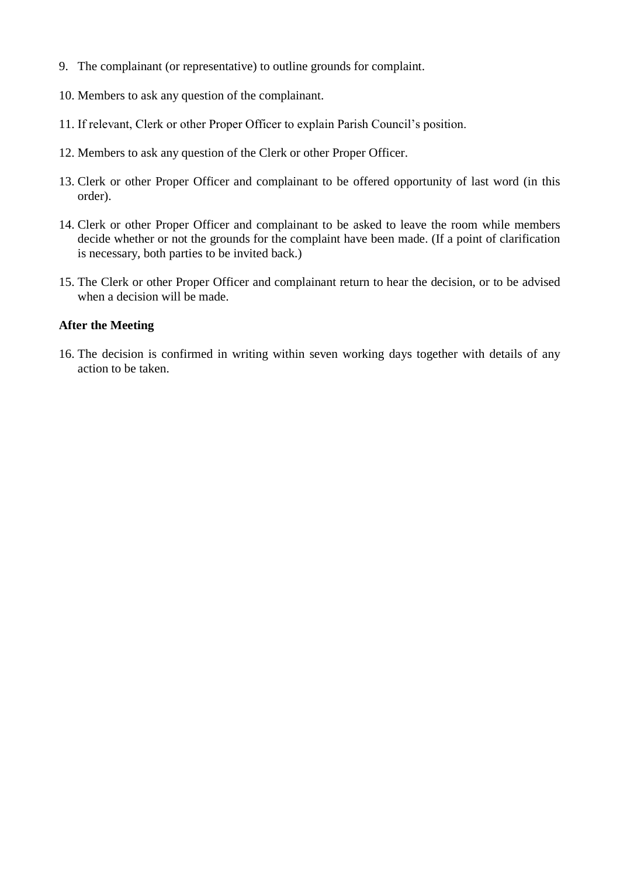9. The complainant (or representative) to outline grounds for complaint.

10. Members to ask any question of the complainant.

11. If relevant, Clerk or other Proper Officer to explain Parish Council's position.

12. Members to ask any question of the Clerk or other Proper Officer.

13. Clerk or other Proper Officer and complainant to be offered opportunity of last word (in this order).

14. Clerk or other Proper Officer and complainant to be asked to leave the room while members decide whether or not the grounds for the complaint have been made. (If a point of clarification is necessary, both parties to be invited back.)

15. The Clerk or other Proper Officer and complainant return to hear the decision, or to be advised when a decision will be made.

**After the Meeting**

16. The decision is confirmed in writing within seven working days together with details of any action to be taken.